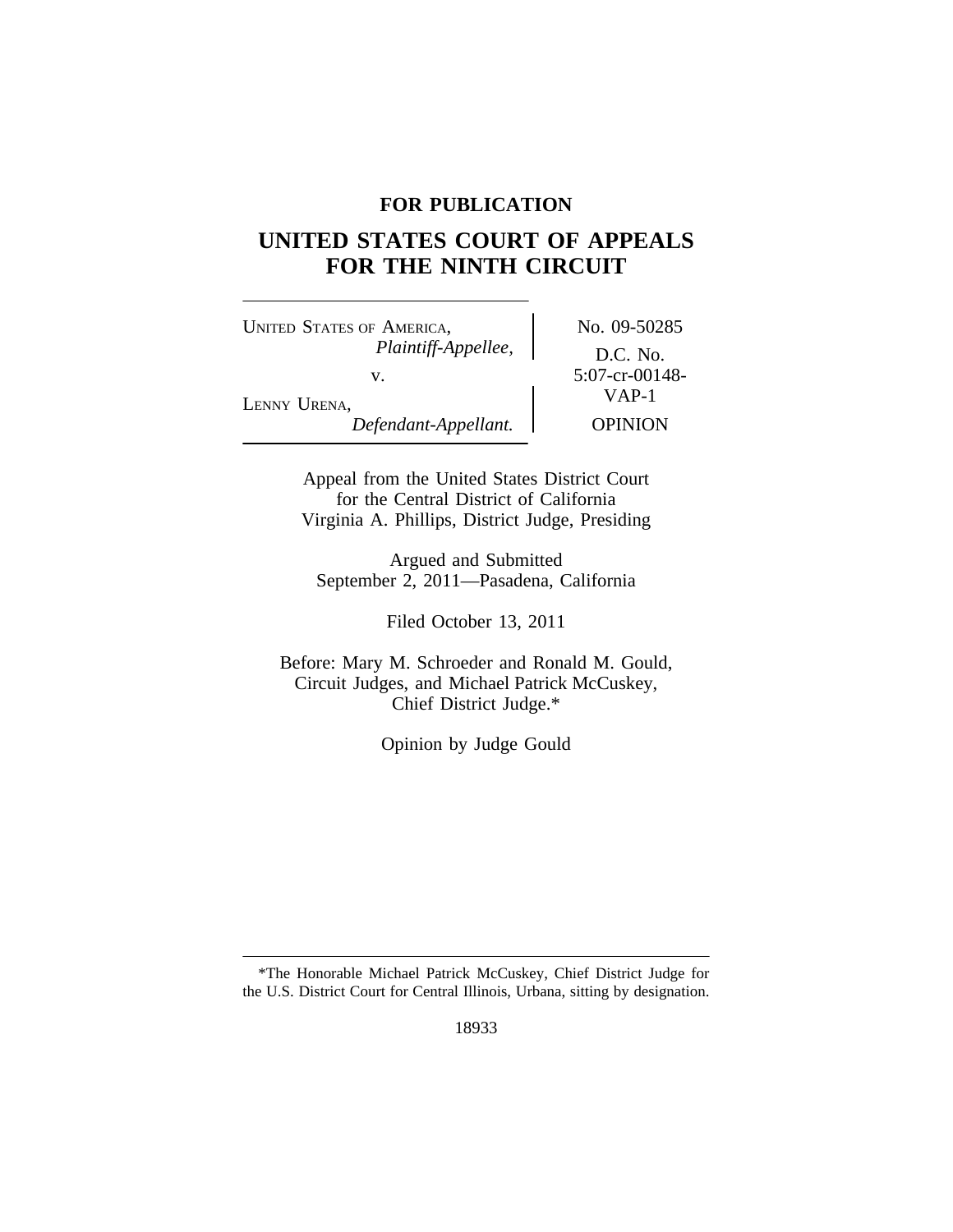**FOR PUBLICATION**

# UNITED STATES COURT OF APPEALS FOR THE NINTH CIRCUIT

| | |
|---|---|
| UNITED STATES OF AMERICA, *Plaintiff-Appellee,* v. LENNY URENA, *Defendant-Appellant.* | No. 09-50285 D.C. No. 5:07-cr-00148-VAP-1 OPINION |

Appeal from the United States District Court for the Central District of California
Virginia A. Phillips, District Judge, Presiding

Argued and Submitted
September 2, 2011—Pasadena, California

Filed October 13, 2011

Before: Mary M. Schroeder and Ronald M. Gould, Circuit Judges, and Michael Patrick McCuskey, Chief District Judge.*

Opinion by Judge Gould

---

*The Honorable Michael Patrick McCuskey, Chief District Judge for the U.S. District Court for Central Illinois, Urbana, sitting by designation.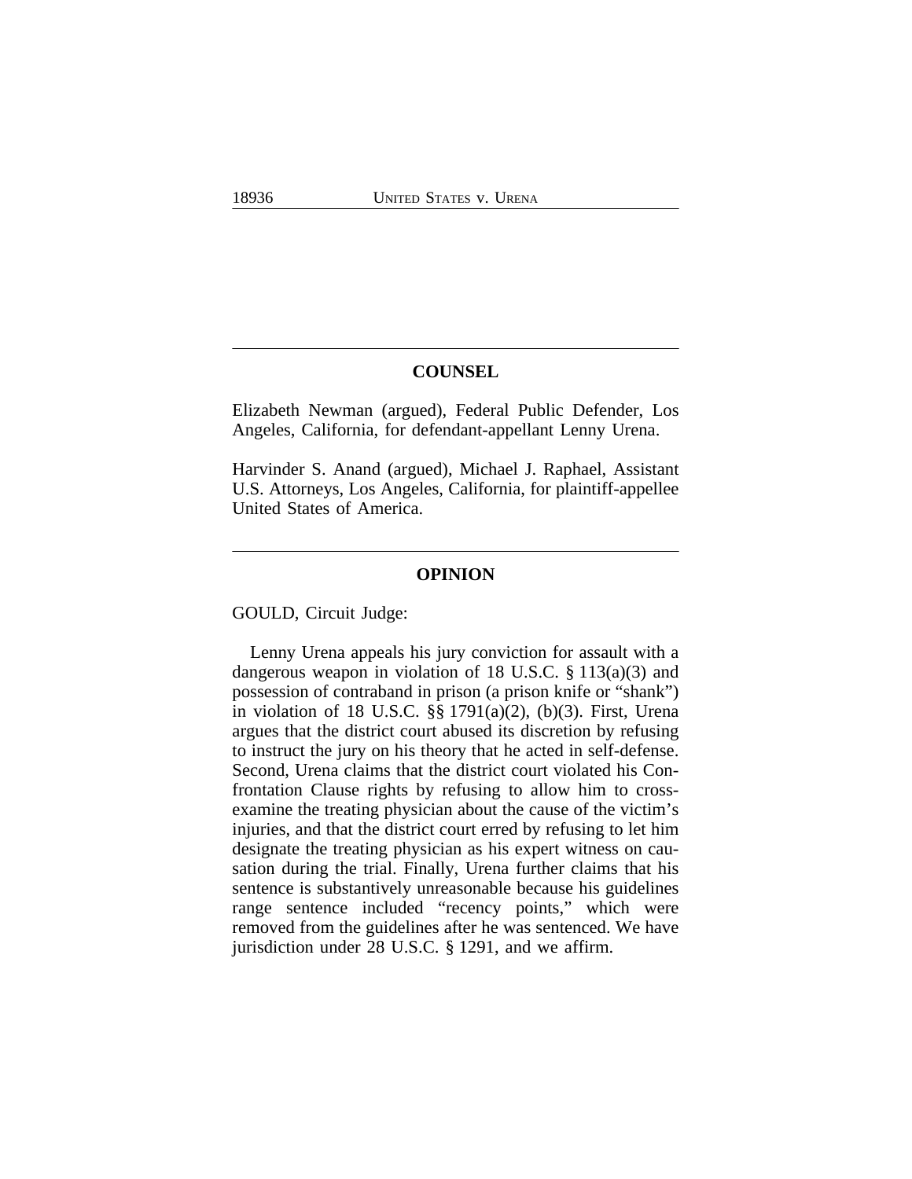## COUNSEL

Elizabeth Newman (argued), Federal Public Defender, Los Angeles, California, for defendant-appellant Lenny Urena.

Harvinder S. Anand (argued), Michael J. Raphael, Assistant U.S. Attorneys, Los Angeles, California, for plaintiff-appellee United States of America.

## OPINION

GOULD, Circuit Judge:

Lenny Urena appeals his jury conviction for assault with a dangerous weapon in violation of 18 U.S.C. § 113(a)(3) and possession of contraband in prison (a prison knife or "shank") in violation of 18 U.S.C. §§ 1791(a)(2), (b)(3). First, Urena argues that the district court abused its discretion by refusing to instruct the jury on his theory that he acted in self-defense. Second, Urena claims that the district court violated his Confrontation Clause rights by refusing to allow him to cross-examine the treating physician about the cause of the victim's injuries, and that the district court erred by refusing to let him designate the treating physician as his expert witness on causation during the trial. Finally, Urena further claims that his sentence is substantively unreasonable because his guidelines range sentence included "recency points," which were removed from the guidelines after he was sentenced. We have jurisdiction under 28 U.S.C. § 1291, and we affirm.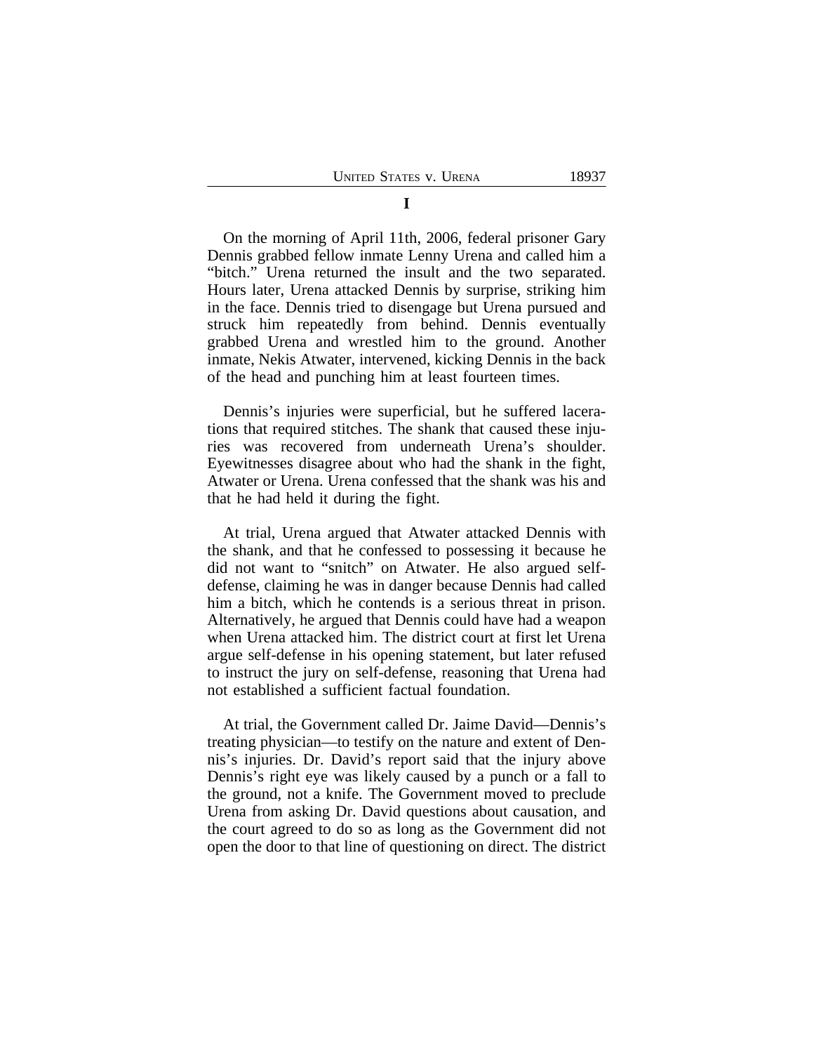## I

On the morning of April 11th, 2006, federal prisoner Gary Dennis grabbed fellow inmate Lenny Urena and called him a "bitch." Urena returned the insult and the two separated. Hours later, Urena attacked Dennis by surprise, striking him in the face. Dennis tried to disengage but Urena pursued and struck him repeatedly from behind. Dennis eventually grabbed Urena and wrestled him to the ground. Another inmate, Nekis Atwater, intervened, kicking Dennis in the back of the head and punching him at least fourteen times.

Dennis's injuries were superficial, but he suffered lacerations that required stitches. The shank that caused these injuries was recovered from underneath Urena's shoulder. Eyewitnesses disagree about who had the shank in the fight, Atwater or Urena. Urena confessed that the shank was his and that he had held it during the fight.

At trial, Urena argued that Atwater attacked Dennis with the shank, and that he confessed to possessing it because he did not want to "snitch" on Atwater. He also argued self-defense, claiming he was in danger because Dennis had called him a bitch, which he contends is a serious threat in prison. Alternatively, he argued that Dennis could have had a weapon when Urena attacked him. The district court at first let Urena argue self-defense in his opening statement, but later refused to instruct the jury on self-defense, reasoning that Urena had not established a sufficient factual foundation.

At trial, the Government called Dr. Jaime David—Dennis's treating physician—to testify on the nature and extent of Dennis's injuries. Dr. David's report said that the injury above Dennis's right eye was likely caused by a punch or a fall to the ground, not a knife. The Government moved to preclude Urena from asking Dr. David questions about causation, and the court agreed to do so as long as the Government did not open the door to that line of questioning on direct. The district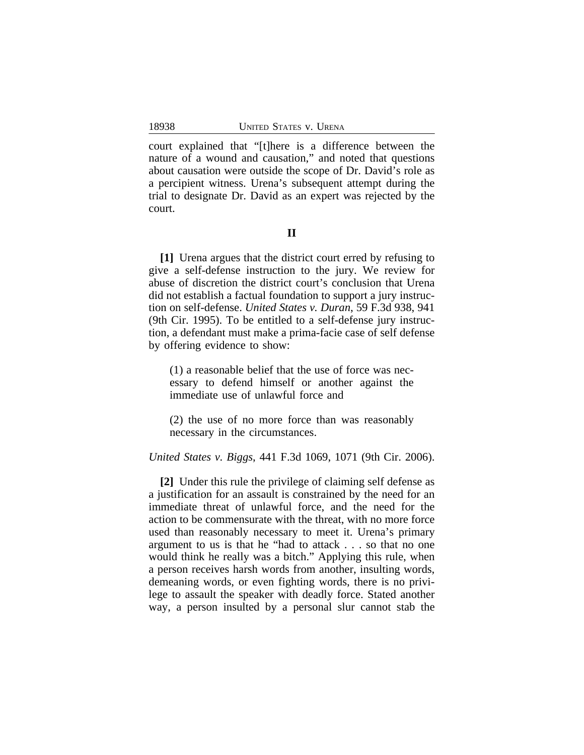court explained that "[t]here is a difference between the nature of a wound and causation," and noted that questions about causation were outside the scope of Dr. David's role as a percipient witness. Urena's subsequent attempt during the trial to designate Dr. David as an expert was rejected by the court.

## II

**[1]** Urena argues that the district court erred by refusing to give a self-defense instruction to the jury. We review for abuse of discretion the district court's conclusion that Urena did not establish a factual foundation to support a jury instruction on self-defense. *United States v. Duran*, 59 F.3d 938, 941 (9th Cir. 1995). To be entitled to a self-defense jury instruction, a defendant must make a prima-facie case of self defense by offering evidence to show:

> (1) a reasonable belief that the use of force was necessary to defend himself or another against the immediate use of unlawful force and
>
> (2) the use of no more force than was reasonably necessary in the circumstances.

*United States v. Biggs*, 441 F.3d 1069, 1071 (9th Cir. 2006).

**[2]** Under this rule the privilege of claiming self defense as a justification for an assault is constrained by the need for an immediate threat of unlawful force, and the need for the action to be commensurate with the threat, with no more force used than reasonably necessary to meet it. Urena's primary argument to us is that he "had to attack . . . so that no one would think he really was a bitch." Applying this rule, when a person receives harsh words from another, insulting words, demeaning words, or even fighting words, there is no privilege to assault the speaker with deadly force. Stated another way, a person insulted by a personal slur cannot stab the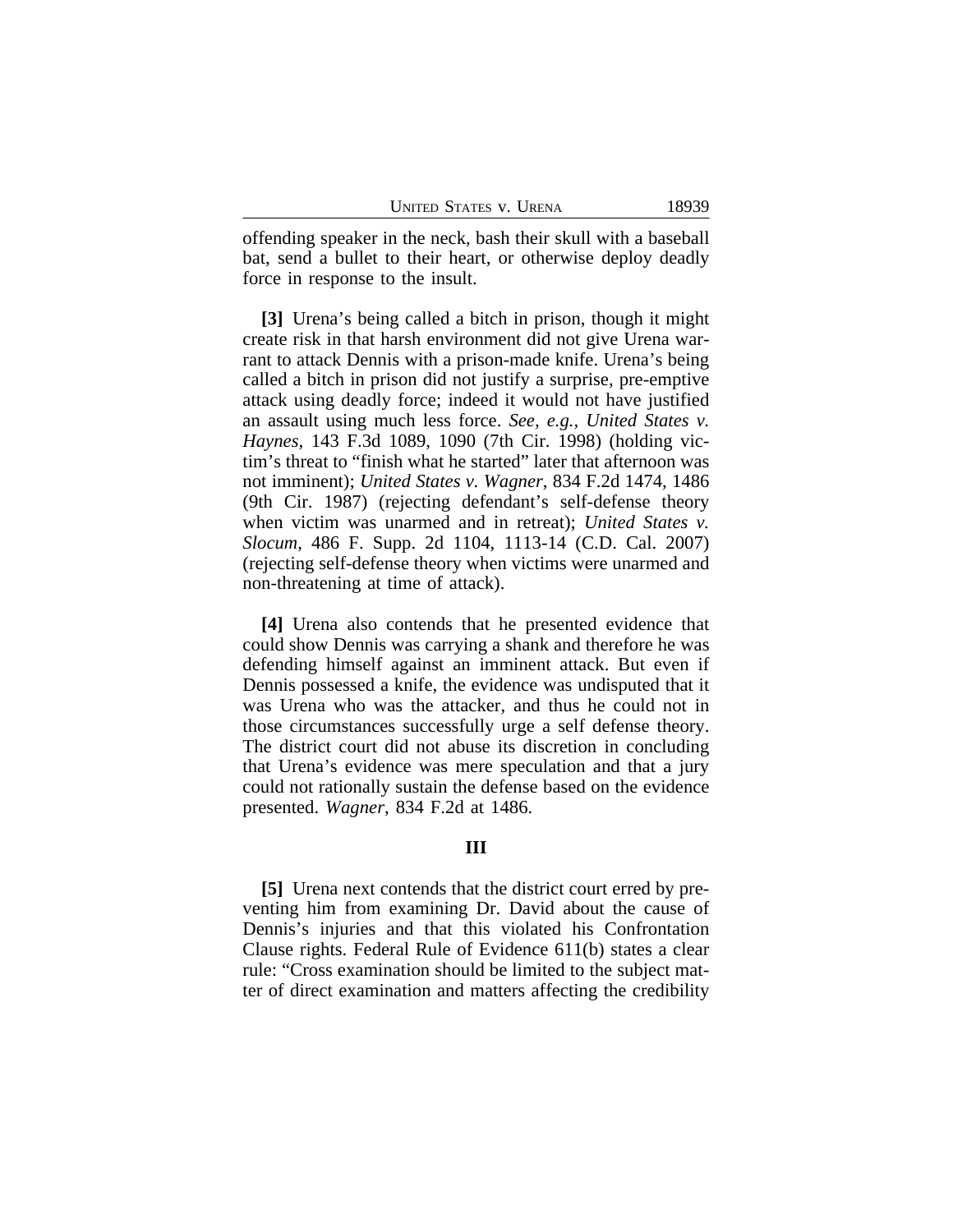offending speaker in the neck, bash their skull with a baseball bat, send a bullet to their heart, or otherwise deploy deadly force in response to the insult.

**[3]** Urena's being called a bitch in prison, though it might create risk in that harsh environment did not give Urena warrant to attack Dennis with a prison-made knife. Urena's being called a bitch in prison did not justify a surprise, pre-emptive attack using deadly force; indeed it would not have justified an assault using much less force. *See, e.g.*, *United States v. Haynes*, 143 F.3d 1089, 1090 (7th Cir. 1998) (holding victim's threat to "finish what he started" later that afternoon was not imminent); *United States v. Wagner*, 834 F.2d 1474, 1486 (9th Cir. 1987) (rejecting defendant's self-defense theory when victim was unarmed and in retreat); *United States v. Slocum*, 486 F. Supp. 2d 1104, 1113-14 (C.D. Cal. 2007) (rejecting self-defense theory when victims were unarmed and non-threatening at time of attack).

**[4]** Urena also contends that he presented evidence that could show Dennis was carrying a shank and therefore he was defending himself against an imminent attack. But even if Dennis possessed a knife, the evidence was undisputed that it was Urena who was the attacker, and thus he could not in those circumstances successfully urge a self defense theory. The district court did not abuse its discretion in concluding that Urena's evidence was mere speculation and that a jury could not rationally sustain the defense based on the evidence presented. *Wagner*, 834 F.2d at 1486.

## III

**[5]** Urena next contends that the district court erred by preventing him from examining Dr. David about the cause of Dennis's injuries and that this violated his Confrontation Clause rights. Federal Rule of Evidence 611(b) states a clear rule: "Cross examination should be limited to the subject matter of direct examination and matters affecting the credibility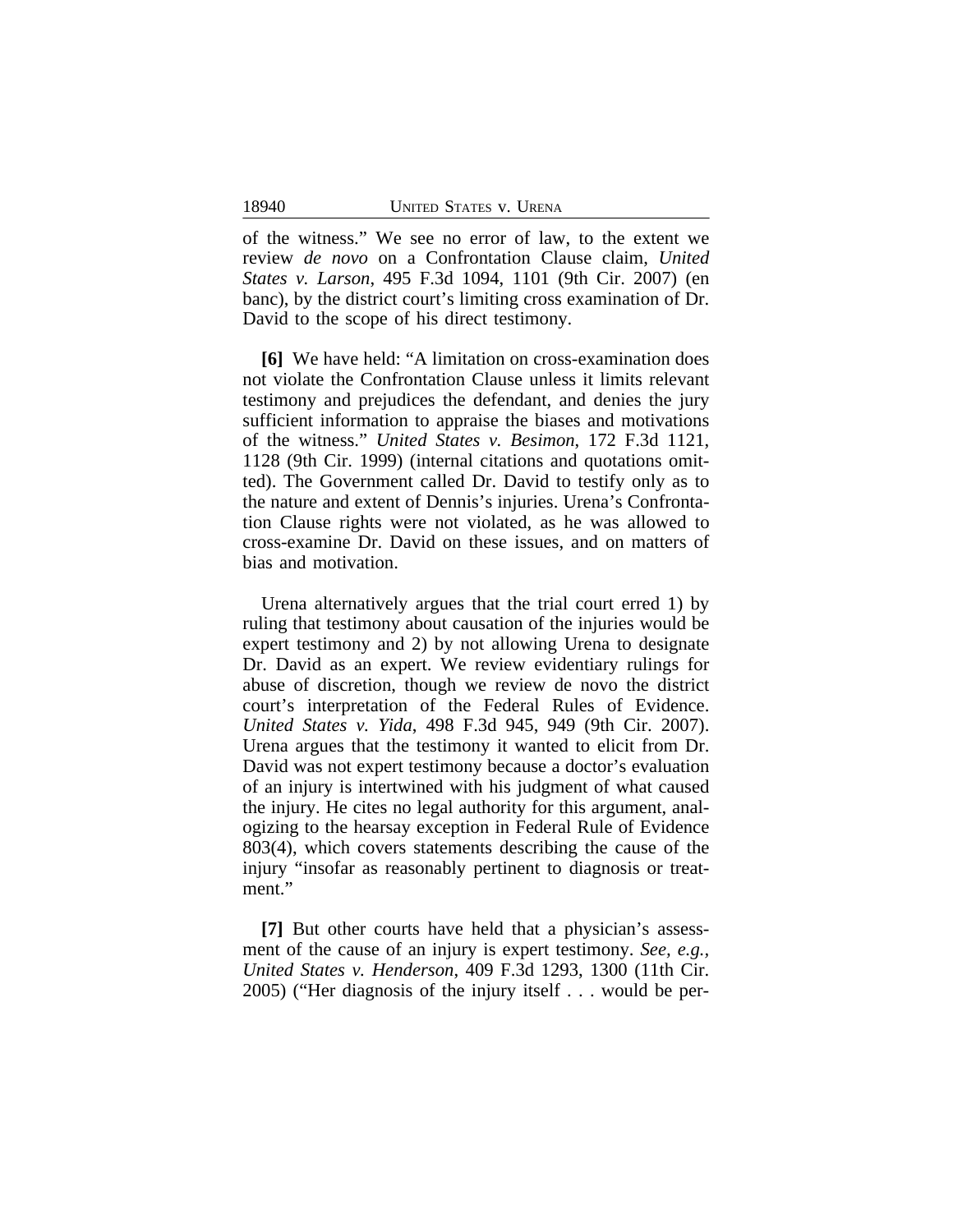of the witness." We see no error of law, to the extent we review *de novo* on a Confrontation Clause claim, *United States v. Larson*, 495 F.3d 1094, 1101 (9th Cir. 2007) (en banc), by the district court's limiting cross examination of Dr. David to the scope of his direct testimony.

**[6]** We have held: "A limitation on cross-examination does not violate the Confrontation Clause unless it limits relevant testimony and prejudices the defendant, and denies the jury sufficient information to appraise the biases and motivations of the witness." *United States v. Besimon*, 172 F.3d 1121, 1128 (9th Cir. 1999) (internal citations and quotations omitted). The Government called Dr. David to testify only as to the nature and extent of Dennis's injuries. Urena's Confrontation Clause rights were not violated, as he was allowed to cross-examine Dr. David on these issues, and on matters of bias and motivation.

Urena alternatively argues that the trial court erred 1) by ruling that testimony about causation of the injuries would be expert testimony and 2) by not allowing Urena to designate Dr. David as an expert. We review evidentiary rulings for abuse of discretion, though we review de novo the district court's interpretation of the Federal Rules of Evidence. *United States v. Yida*, 498 F.3d 945, 949 (9th Cir. 2007). Urena argues that the testimony it wanted to elicit from Dr. David was not expert testimony because a doctor's evaluation of an injury is intertwined with his judgment of what caused the injury. He cites no legal authority for this argument, analogizing to the hearsay exception in Federal Rule of Evidence 803(4), which covers statements describing the cause of the injury "insofar as reasonably pertinent to diagnosis or treatment."

**[7]** But other courts have held that a physician's assessment of the cause of an injury is expert testimony. *See, e.g., United States v. Henderson*, 409 F.3d 1293, 1300 (11th Cir. 2005) ("Her diagnosis of the injury itself . . . would be per-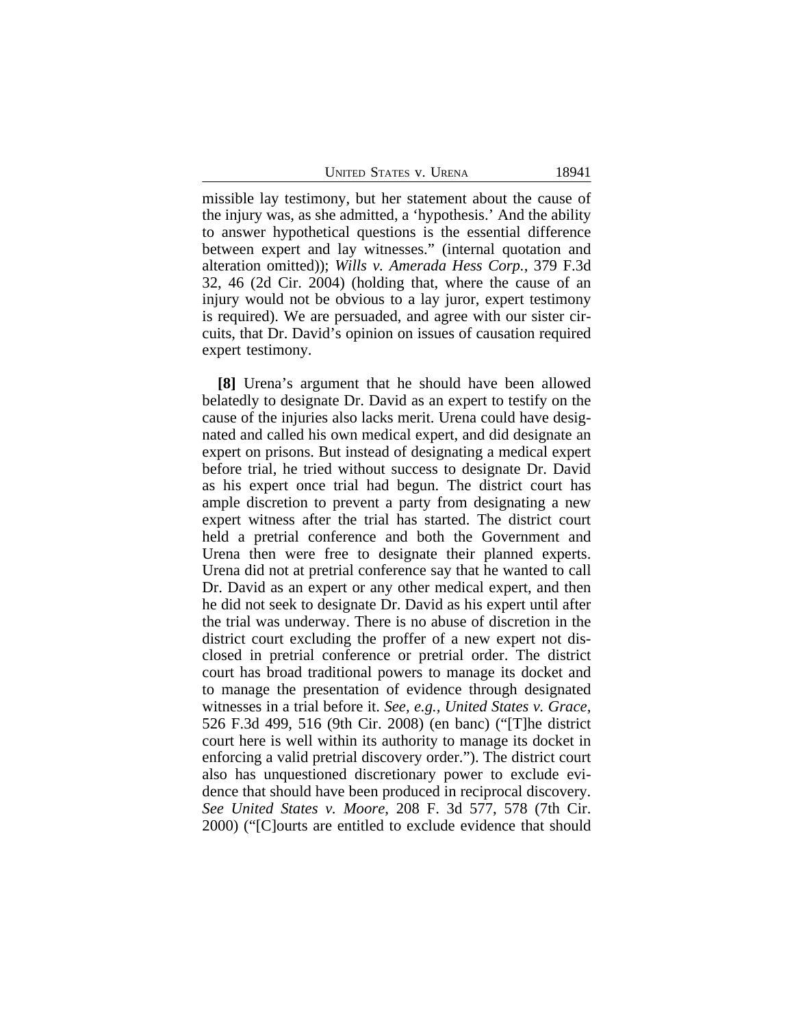missible lay testimony, but her statement about the cause of the injury was, as she admitted, a 'hypothesis.' And the ability to answer hypothetical questions is the essential difference between expert and lay witnesses." (internal quotation and alteration omitted)); *Wills v. Amerada Hess Corp.*, 379 F.3d 32, 46 (2d Cir. 2004) (holding that, where the cause of an injury would not be obvious to a lay juror, expert testimony is required). We are persuaded, and agree with our sister circuits, that Dr. David's opinion on issues of causation required expert testimony.

**[8]** Urena's argument that he should have been allowed belatedly to designate Dr. David as an expert to testify on the cause of the injuries also lacks merit. Urena could have designated and called his own medical expert, and did designate an expert on prisons. But instead of designating a medical expert before trial, he tried without success to designate Dr. David as his expert once trial had begun. The district court has ample discretion to prevent a party from designating a new expert witness after the trial has started. The district court held a pretrial conference and both the Government and Urena then were free to designate their planned experts. Urena did not at pretrial conference say that he wanted to call Dr. David as an expert or any other medical expert, and then he did not seek to designate Dr. David as his expert until after the trial was underway. There is no abuse of discretion in the district court excluding the proffer of a new expert not disclosed in pretrial conference or pretrial order. The district court has broad traditional powers to manage its docket and to manage the presentation of evidence through designated witnesses in a trial before it. *See, e.g.*, *United States v. Grace*, 526 F.3d 499, 516 (9th Cir. 2008) (en banc) ("[T]he district court here is well within its authority to manage its docket in enforcing a valid pretrial discovery order."). The district court also has unquestioned discretionary power to exclude evidence that should have been produced in reciprocal discovery. *See United States v. Moore*, 208 F. 3d 577, 578 (7th Cir. 2000) ("[C]ourts are entitled to exclude evidence that should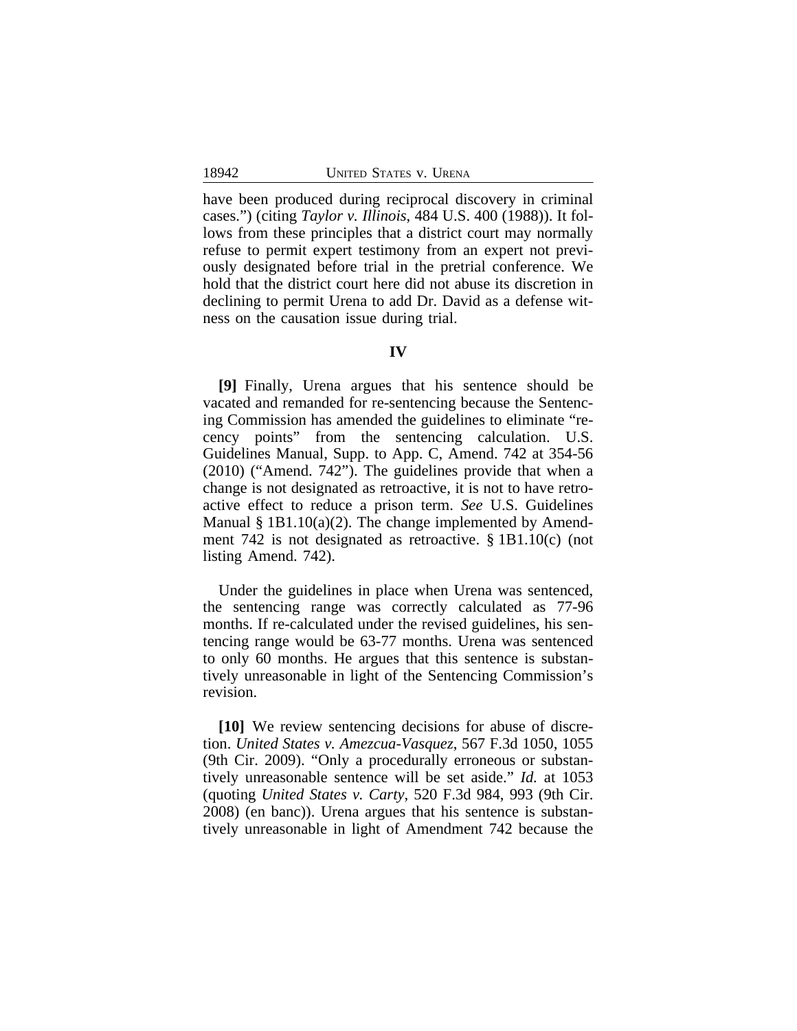have been produced during reciprocal discovery in criminal cases.") (citing *Taylor v. Illinois*, 484 U.S. 400 (1988)). It follows from these principles that a district court may normally refuse to permit expert testimony from an expert not previously designated before trial in the pretrial conference. We hold that the district court here did not abuse its discretion in declining to permit Urena to add Dr. David as a defense witness on the causation issue during trial.

## IV

**[9]** Finally, Urena argues that his sentence should be vacated and remanded for re-sentencing because the Sentencing Commission has amended the guidelines to eliminate "recency points" from the sentencing calculation. U.S. Guidelines Manual, Supp. to App. C, Amend. 742 at 354-56 (2010) ("Amend. 742"). The guidelines provide that when a change is not designated as retroactive, it is not to have retroactive effect to reduce a prison term. *See* U.S. Guidelines Manual § 1B1.10(a)(2). The change implemented by Amendment 742 is not designated as retroactive. § 1B1.10(c) (not listing Amend. 742).

Under the guidelines in place when Urena was sentenced, the sentencing range was correctly calculated as 77-96 months. If re-calculated under the revised guidelines, his sentencing range would be 63-77 months. Urena was sentenced to only 60 months. He argues that this sentence is substantively unreasonable in light of the Sentencing Commission's revision.

**[10]** We review sentencing decisions for abuse of discretion. *United States v. Amezcua-Vasquez*, 567 F.3d 1050, 1055 (9th Cir. 2009). "Only a procedurally erroneous or substantively unreasonable sentence will be set aside." *Id.* at 1053 (quoting *United States v. Carty*, 520 F.3d 984, 993 (9th Cir. 2008) (en banc)). Urena argues that his sentence is substantively unreasonable in light of Amendment 742 because the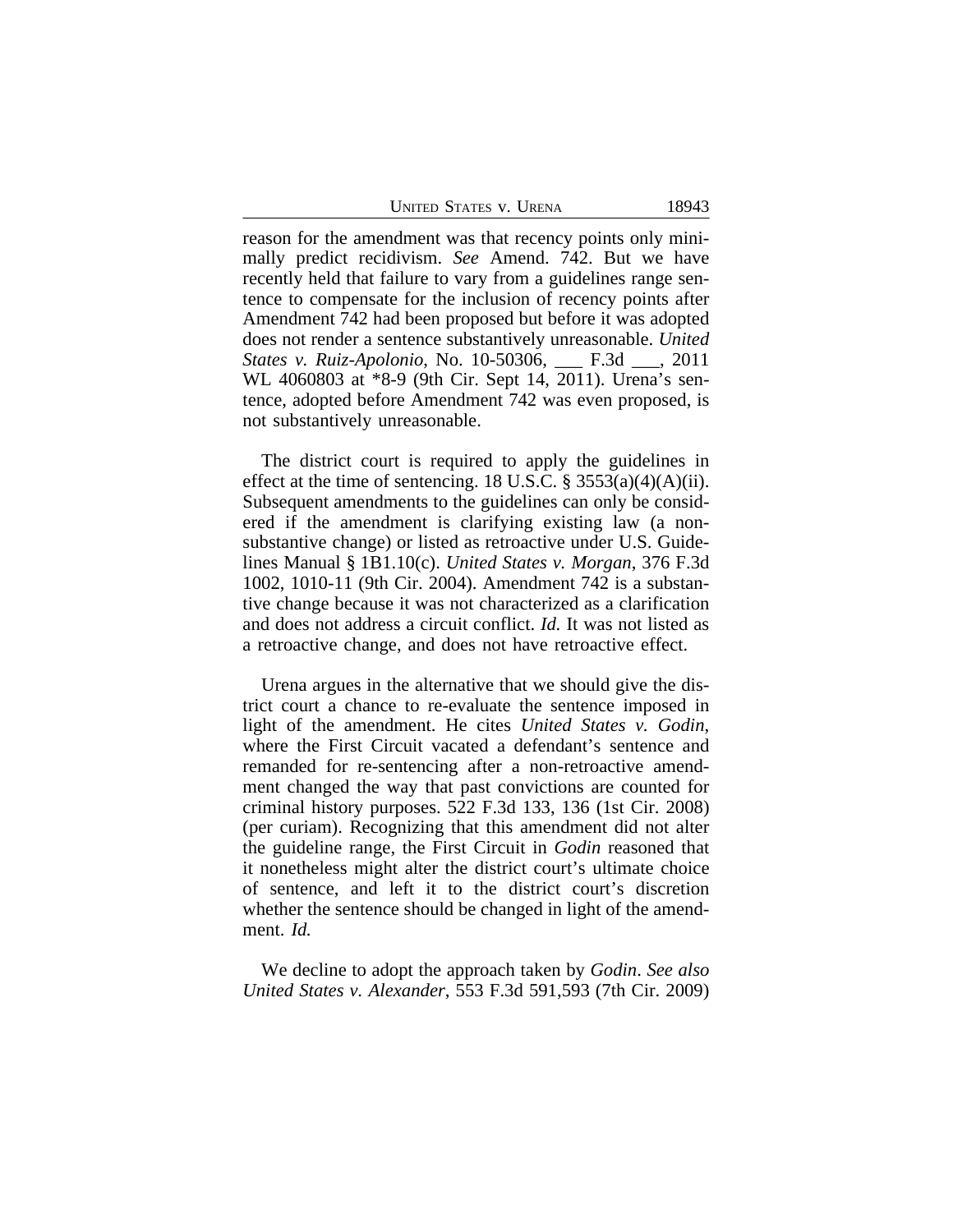reason for the amendment was that recency points only minimally predict recidivism. *See* Amend. 742. But we have recently held that failure to vary from a guidelines range sentence to compensate for the inclusion of recency points after Amendment 742 had been proposed but before it was adopted does not render a sentence substantively unreasonable. *United States v. Ruiz-Apolonio*, No. 10-50306, ___ F.3d ___, 2011 WL 4060803 at *8-9 (9th Cir. Sept 14, 2011). Urena's sentence, adopted before Amendment 742 was even proposed, is not substantively unreasonable.

The district court is required to apply the guidelines in effect at the time of sentencing. 18 U.S.C. § 3553(a)(4)(A)(ii). Subsequent amendments to the guidelines can only be considered if the amendment is clarifying existing law (a non-substantive change) or listed as retroactive under U.S. Guidelines Manual § 1B1.10(c). *United States v. Morgan*, 376 F.3d 1002, 1010-11 (9th Cir. 2004). Amendment 742 is a substantive change because it was not characterized as a clarification and does not address a circuit conflict. *Id.* It was not listed as a retroactive change, and does not have retroactive effect.

Urena argues in the alternative that we should give the district court a chance to re-evaluate the sentence imposed in light of the amendment. He cites *United States v. Godin*, where the First Circuit vacated a defendant's sentence and remanded for re-sentencing after a non-retroactive amendment changed the way that past convictions are counted for criminal history purposes. 522 F.3d 133, 136 (1st Cir. 2008) (per curiam). Recognizing that this amendment did not alter the guideline range, the First Circuit in *Godin* reasoned that it nonetheless might alter the district court's ultimate choice of sentence, and left it to the district court's discretion whether the sentence should be changed in light of the amendment. *Id.*

We decline to adopt the approach taken by *Godin*. *See also United States v. Alexander*, 553 F.3d 591,593 (7th Cir. 2009)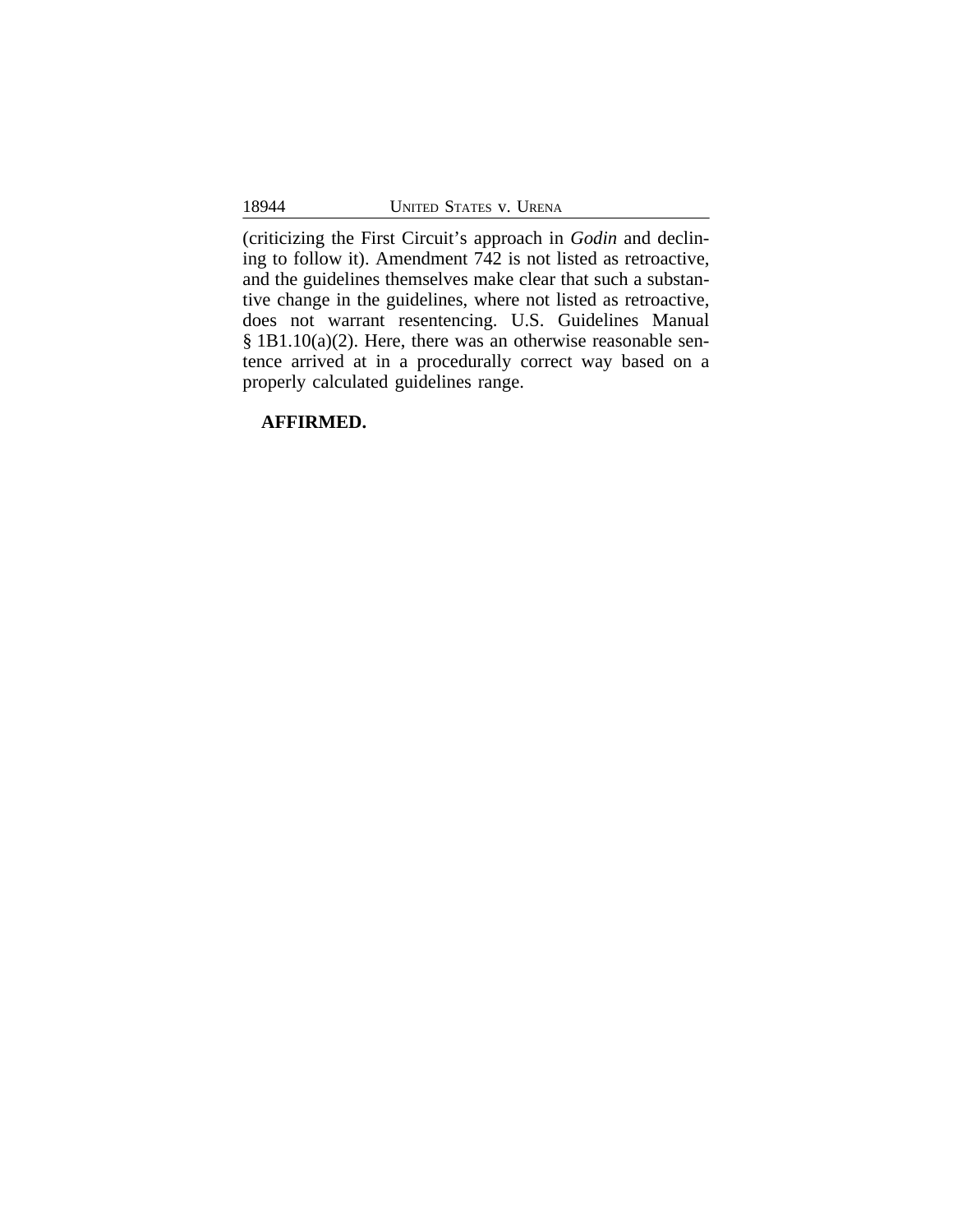(criticizing the First Circuit's approach in *Godin* and declining to follow it). Amendment 742 is not listed as retroactive, and the guidelines themselves make clear that such a substantive change in the guidelines, where not listed as retroactive, does not warrant resentencing. U.S. Guidelines Manual § 1B1.10(a)(2). Here, there was an otherwise reasonable sentence arrived at in a procedurally correct way based on a properly calculated guidelines range.

**AFFIRMED.**